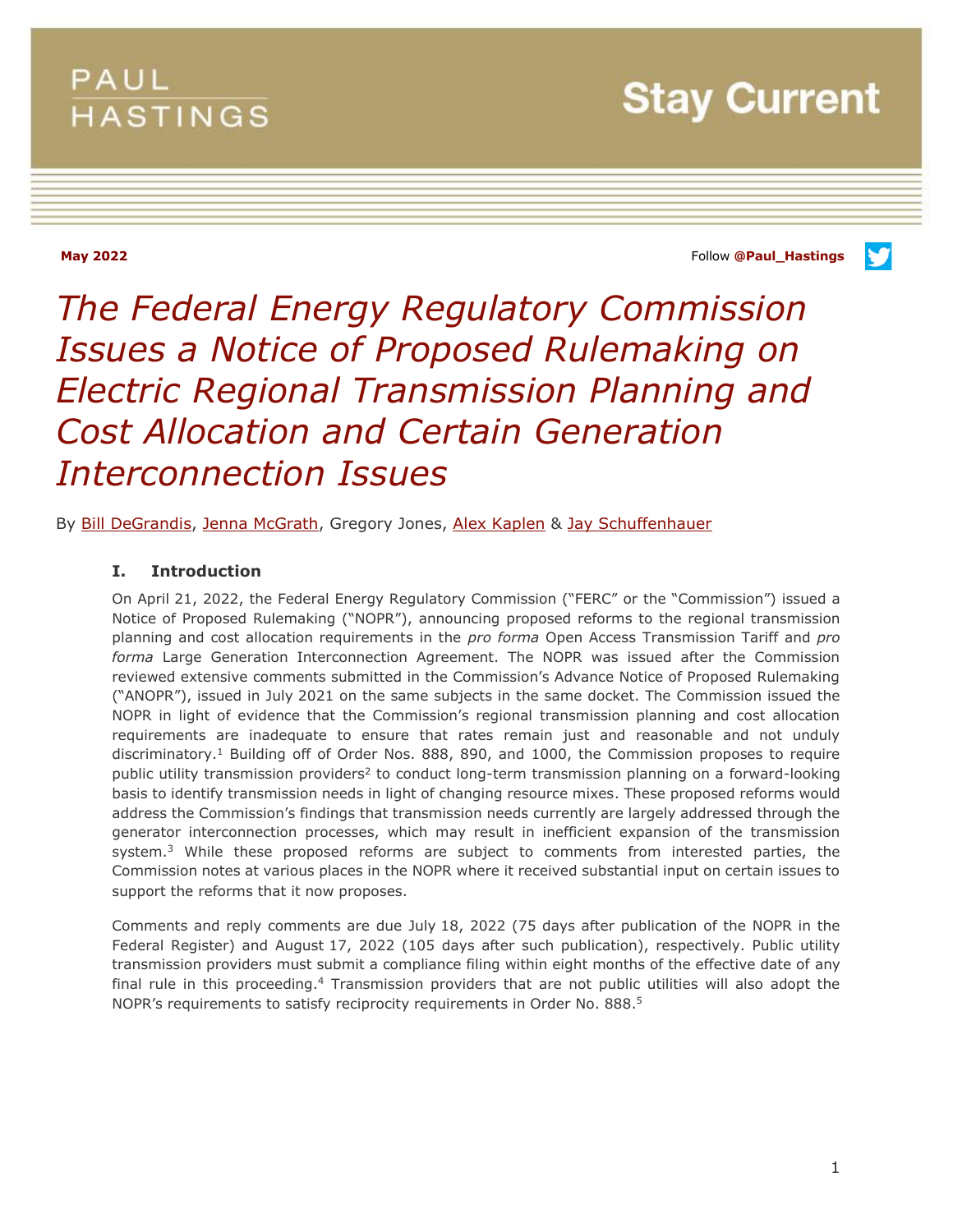PAUL HASTINGS

Stay Current

**May 2022**

Follow **@Paul_Hastings**

# *The Federal Energy Regulatory Commission Issues a Notice of Proposed Rulemaking on Electric Regional Transmission Planning and Cost Allocation and Certain Generation Interconnection Issues*

By Bill DeGrandis, Jenna McGrath, Gregory Jones, Alex Kaplen & Jay Schuffenhauer

## I. Introduction

On April 21, 2022, the Federal Energy Regulatory Commission ("FERC" or the "Commission") issued a Notice of Proposed Rulemaking ("NOPR"), announcing proposed reforms to the regional transmission planning and cost allocation requirements in the *pro forma* Open Access Transmission Tariff and *pro forma* Large Generation Interconnection Agreement. The NOPR was issued after the Commission reviewed extensive comments submitted in the Commission's Advance Notice of Proposed Rulemaking ("ANOPR"), issued in July 2021 on the same subjects in the same docket. The Commission issued the NOPR in light of evidence that the Commission's regional transmission planning and cost allocation requirements are inadequate to ensure that rates remain just and reasonable and not unduly discriminatory.[1] Building off of Order Nos. 888, 890, and 1000, the Commission proposes to require public utility transmission providers[2] to conduct long-term transmission planning on a forward-looking basis to identify transmission needs in light of changing resource mixes. These proposed reforms would address the Commission's findings that transmission needs currently are largely addressed through the generator interconnection processes, which may result in inefficient expansion of the transmission system.[3] While these proposed reforms are subject to comments from interested parties, the Commission notes at various places in the NOPR where it received substantial input on certain issues to support the reforms that it now proposes.

Comments and reply comments are due July 18, 2022 (75 days after publication of the NOPR in the Federal Register) and August 17, 2022 (105 days after such publication), respectively. Public utility transmission providers must submit a compliance filing within eight months of the effective date of any final rule in this proceeding.[4] Transmission providers that are not public utilities will also adopt the NOPR's requirements to satisfy reciprocity requirements in Order No. 888.[5]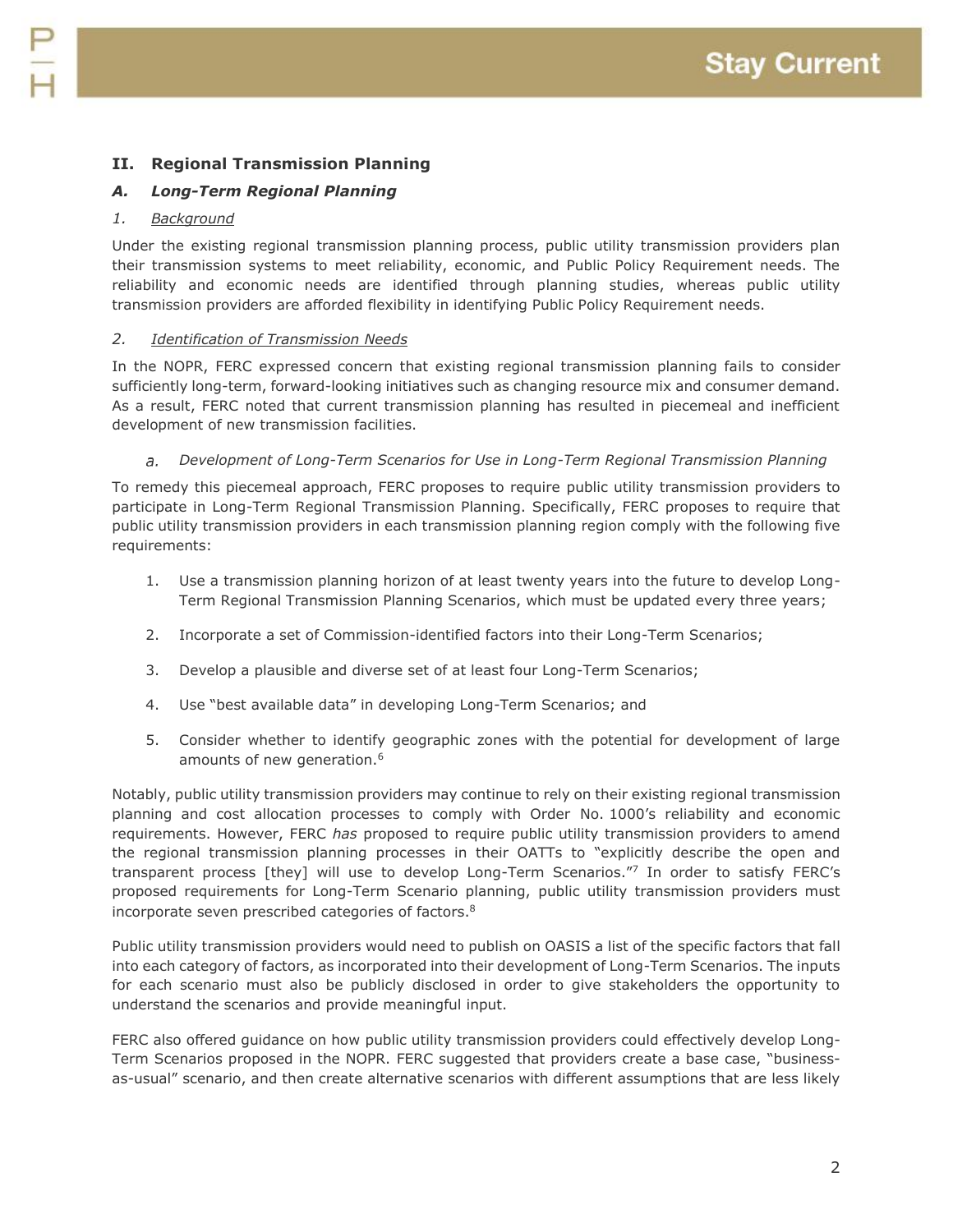## II. Regional Transmission Planning

### *A. Long-Term Regional Planning*

#### *1. Background*

Under the existing regional transmission planning process, public utility transmission providers plan their transmission systems to meet reliability, economic, and Public Policy Requirement needs. The reliability and economic needs are identified through planning studies, whereas public utility transmission providers are afforded flexibility in identifying Public Policy Requirement needs.

#### *2. Identification of Transmission Needs*

In the NOPR, FERC expressed concern that existing regional transmission planning fails to consider sufficiently long-term, forward-looking initiatives such as changing resource mix and consumer demand. As a result, FERC noted that current transmission planning has resulted in piecemeal and inefficient development of new transmission facilities.

##### *a. Development of Long-Term Scenarios for Use in Long-Term Regional Transmission Planning*

To remedy this piecemeal approach, FERC proposes to require public utility transmission providers to participate in Long-Term Regional Transmission Planning. Specifically, FERC proposes to require that public utility transmission providers in each transmission planning region comply with the following five requirements:

1. Use a transmission planning horizon of at least twenty years into the future to develop Long-Term Regional Transmission Planning Scenarios, which must be updated every three years;
2. Incorporate a set of Commission-identified factors into their Long-Term Scenarios;
3. Develop a plausible and diverse set of at least four Long-Term Scenarios;
4. Use "best available data" in developing Long-Term Scenarios; and
5. Consider whether to identify geographic zones with the potential for development of large amounts of new generation.[6]

Notably, public utility transmission providers may continue to rely on their existing regional transmission planning and cost allocation processes to comply with Order No. 1000's reliability and economic requirements. However, FERC *has* proposed to require public utility transmission providers to amend the regional transmission planning processes in their OATTs to "explicitly describe the open and transparent process [they] will use to develop Long-Term Scenarios."[7] In order to satisfy FERC's proposed requirements for Long-Term Scenario planning, public utility transmission providers must incorporate seven prescribed categories of factors.[8]

Public utility transmission providers would need to publish on OASIS a list of the specific factors that fall into each category of factors, as incorporated into their development of Long-Term Scenarios. The inputs for each scenario must also be publicly disclosed in order to give stakeholders the opportunity to understand the scenarios and provide meaningful input.

FERC also offered guidance on how public utility transmission providers could effectively develop Long-Term Scenarios proposed in the NOPR. FERC suggested that providers create a base case, "business-as-usual" scenario, and then create alternative scenarios with different assumptions that are less likely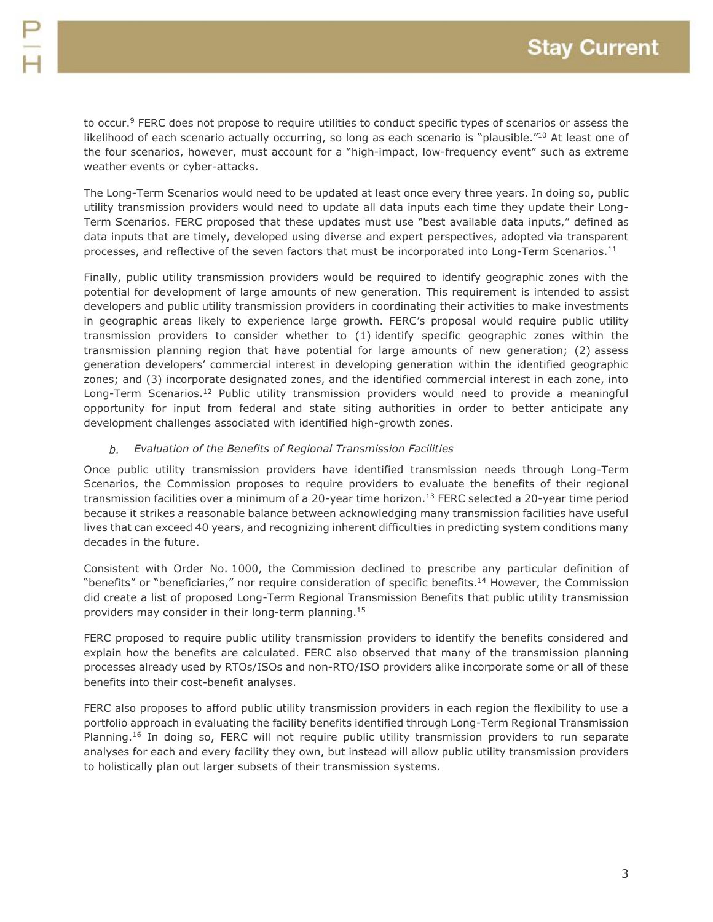to occur.[9] FERC does not propose to require utilities to conduct specific types of scenarios or assess the likelihood of each scenario actually occurring, so long as each scenario is "plausible."[10] At least one of the four scenarios, however, must account for a "high-impact, low-frequency event" such as extreme weather events or cyber-attacks.

The Long-Term Scenarios would need to be updated at least once every three years. In doing so, public utility transmission providers would need to update all data inputs each time they update their Long-Term Scenarios. FERC proposed that these updates must use "best available data inputs," defined as data inputs that are timely, developed using diverse and expert perspectives, adopted via transparent processes, and reflective of the seven factors that must be incorporated into Long-Term Scenarios.[11]

Finally, public utility transmission providers would be required to identify geographic zones with the potential for development of large amounts of new generation. This requirement is intended to assist developers and public utility transmission providers in coordinating their activities to make investments in geographic areas likely to experience large growth. FERC's proposal would require public utility transmission providers to consider whether to (1) identify specific geographic zones within the transmission planning region that have potential for large amounts of new generation; (2) assess generation developers' commercial interest in developing generation within the identified geographic zones; and (3) incorporate designated zones, and the identified commercial interest in each zone, into Long-Term Scenarios.[12] Public utility transmission providers would need to provide a meaningful opportunity for input from federal and state siting authorities in order to better anticipate any development challenges associated with identified high-growth zones.

*b. Evaluation of the Benefits of Regional Transmission Facilities*

Once public utility transmission providers have identified transmission needs through Long-Term Scenarios, the Commission proposes to require providers to evaluate the benefits of their regional transmission facilities over a minimum of a 20-year time horizon.[13] FERC selected a 20-year time period because it strikes a reasonable balance between acknowledging many transmission facilities have useful lives that can exceed 40 years, and recognizing inherent difficulties in predicting system conditions many decades in the future.

Consistent with Order No. 1000, the Commission declined to prescribe any particular definition of "benefits" or "beneficiaries," nor require consideration of specific benefits.[14] However, the Commission did create a list of proposed Long-Term Regional Transmission Benefits that public utility transmission providers may consider in their long-term planning.[15]

FERC proposed to require public utility transmission providers to identify the benefits considered and explain how the benefits are calculated. FERC also observed that many of the transmission planning processes already used by RTOs/ISOs and non-RTO/ISO providers alike incorporate some or all of these benefits into their cost-benefit analyses.

FERC also proposes to afford public utility transmission providers in each region the flexibility to use a portfolio approach in evaluating the facility benefits identified through Long-Term Regional Transmission Planning.[16] In doing so, FERC will not require public utility transmission providers to run separate analyses for each and every facility they own, but instead will allow public utility transmission providers to holistically plan out larger subsets of their transmission systems.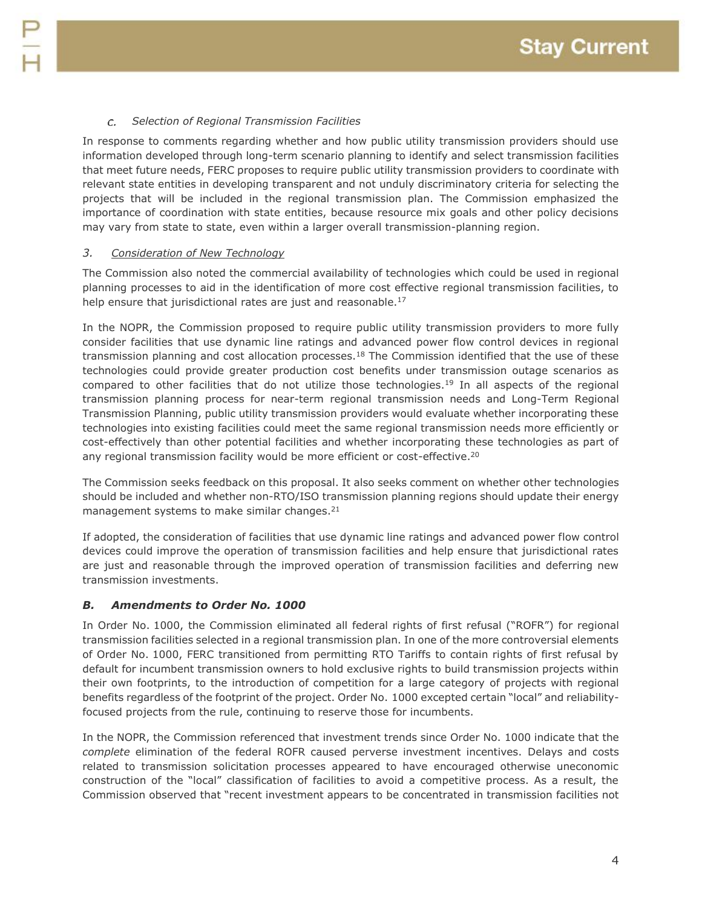### *c. Selection of Regional Transmission Facilities*

In response to comments regarding whether and how public utility transmission providers should use information developed through long-term scenario planning to identify and select transmission facilities that meet future needs, FERC proposes to require public utility transmission providers to coordinate with relevant state entities in developing transparent and not unduly discriminatory criteria for selecting the projects that will be included in the regional transmission plan. The Commission emphasized the importance of coordination with state entities, because resource mix goals and other policy decisions may vary from state to state, even within a larger overall transmission-planning region.

### *3. Consideration of New Technology*

The Commission also noted the commercial availability of technologies which could be used in regional planning processes to aid in the identification of more cost effective regional transmission facilities, to help ensure that jurisdictional rates are just and reasonable.[17]

In the NOPR, the Commission proposed to require public utility transmission providers to more fully consider facilities that use dynamic line ratings and advanced power flow control devices in regional transmission planning and cost allocation processes.[18] The Commission identified that the use of these technologies could provide greater production cost benefits under transmission outage scenarios as compared to other facilities that do not utilize those technologies.[19] In all aspects of the regional transmission planning process for near-term regional transmission needs and Long-Term Regional Transmission Planning, public utility transmission providers would evaluate whether incorporating these technologies into existing facilities could meet the same regional transmission needs more efficiently or cost-effectively than other potential facilities and whether incorporating these technologies as part of any regional transmission facility would be more efficient or cost-effective.[20]

The Commission seeks feedback on this proposal. It also seeks comment on whether other technologies should be included and whether non-RTO/ISO transmission planning regions should update their energy management systems to make similar changes.[21]

If adopted, the consideration of facilities that use dynamic line ratings and advanced power flow control devices could improve the operation of transmission facilities and help ensure that jurisdictional rates are just and reasonable through the improved operation of transmission facilities and deferring new transmission investments.

## ***B. Amendments to Order No. 1000***

In Order No. 1000, the Commission eliminated all federal rights of first refusal ("ROFR") for regional transmission facilities selected in a regional transmission plan. In one of the more controversial elements of Order No. 1000, FERC transitioned from permitting RTO Tariffs to contain rights of first refusal by default for incumbent transmission owners to hold exclusive rights to build transmission projects within their own footprints, to the introduction of competition for a large category of projects with regional benefits regardless of the footprint of the project. Order No. 1000 excepted certain "local" and reliability-focused projects from the rule, continuing to reserve those for incumbents.

In the NOPR, the Commission referenced that investment trends since Order No. 1000 indicate that the *complete* elimination of the federal ROFR caused perverse investment incentives. Delays and costs related to transmission solicitation processes appeared to have encouraged otherwise uneconomic construction of the "local" classification of facilities to avoid a competitive process. As a result, the Commission observed that "recent investment appears to be concentrated in transmission facilities not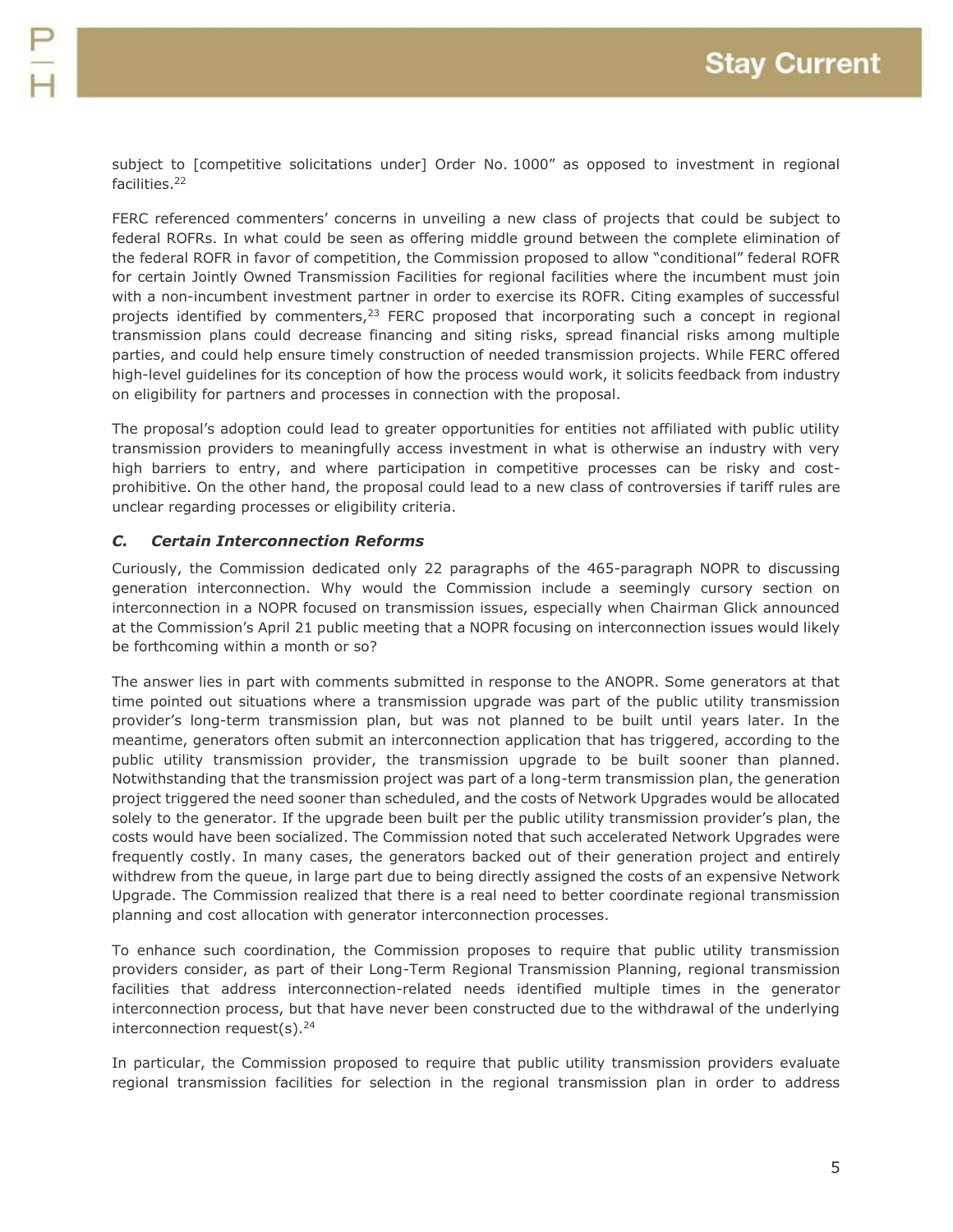subject to [competitive solicitations under] Order No. 1000" as opposed to investment in regional facilities.[22]

FERC referenced commenters' concerns in unveiling a new class of projects that could be subject to federal ROFRs. In what could be seen as offering middle ground between the complete elimination of the federal ROFR in favor of competition, the Commission proposed to allow "conditional" federal ROFR for certain Jointly Owned Transmission Facilities for regional facilities where the incumbent must join with a non-incumbent investment partner in order to exercise its ROFR. Citing examples of successful projects identified by commenters,[23] FERC proposed that incorporating such a concept in regional transmission plans could decrease financing and siting risks, spread financial risks among multiple parties, and could help ensure timely construction of needed transmission projects. While FERC offered high-level guidelines for its conception of how the process would work, it solicits feedback from industry on eligibility for partners and processes in connection with the proposal.

The proposal's adoption could lead to greater opportunities for entities not affiliated with public utility transmission providers to meaningfully access investment in what is otherwise an industry with very high barriers to entry, and where participation in competitive processes can be risky and cost-prohibitive. On the other hand, the proposal could lead to a new class of controversies if tariff rules are unclear regarding processes or eligibility criteria.

### *C. Certain Interconnection Reforms*

Curiously, the Commission dedicated only 22 paragraphs of the 465-paragraph NOPR to discussing generation interconnection. Why would the Commission include a seemingly cursory section on interconnection in a NOPR focused on transmission issues, especially when Chairman Glick announced at the Commission's April 21 public meeting that a NOPR focusing on interconnection issues would likely be forthcoming within a month or so?

The answer lies in part with comments submitted in response to the ANOPR. Some generators at that time pointed out situations where a transmission upgrade was part of the public utility transmission provider's long-term transmission plan, but was not planned to be built until years later. In the meantime, generators often submit an interconnection application that has triggered, according to the public utility transmission provider, the transmission upgrade to be built sooner than planned. Notwithstanding that the transmission project was part of a long-term transmission plan, the generation project triggered the need sooner than scheduled, and the costs of Network Upgrades would be allocated solely to the generator. If the upgrade been built per the public utility transmission provider's plan, the costs would have been socialized. The Commission noted that such accelerated Network Upgrades were frequently costly. In many cases, the generators backed out of their generation project and entirely withdrew from the queue, in large part due to being directly assigned the costs of an expensive Network Upgrade. The Commission realized that there is a real need to better coordinate regional transmission planning and cost allocation with generator interconnection processes.

To enhance such coordination, the Commission proposes to require that public utility transmission providers consider, as part of their Long-Term Regional Transmission Planning, regional transmission facilities that address interconnection-related needs identified multiple times in the generator interconnection process, but that have never been constructed due to the withdrawal of the underlying interconnection request(s).[24]

In particular, the Commission proposed to require that public utility transmission providers evaluate regional transmission facilities for selection in the regional transmission plan in order to address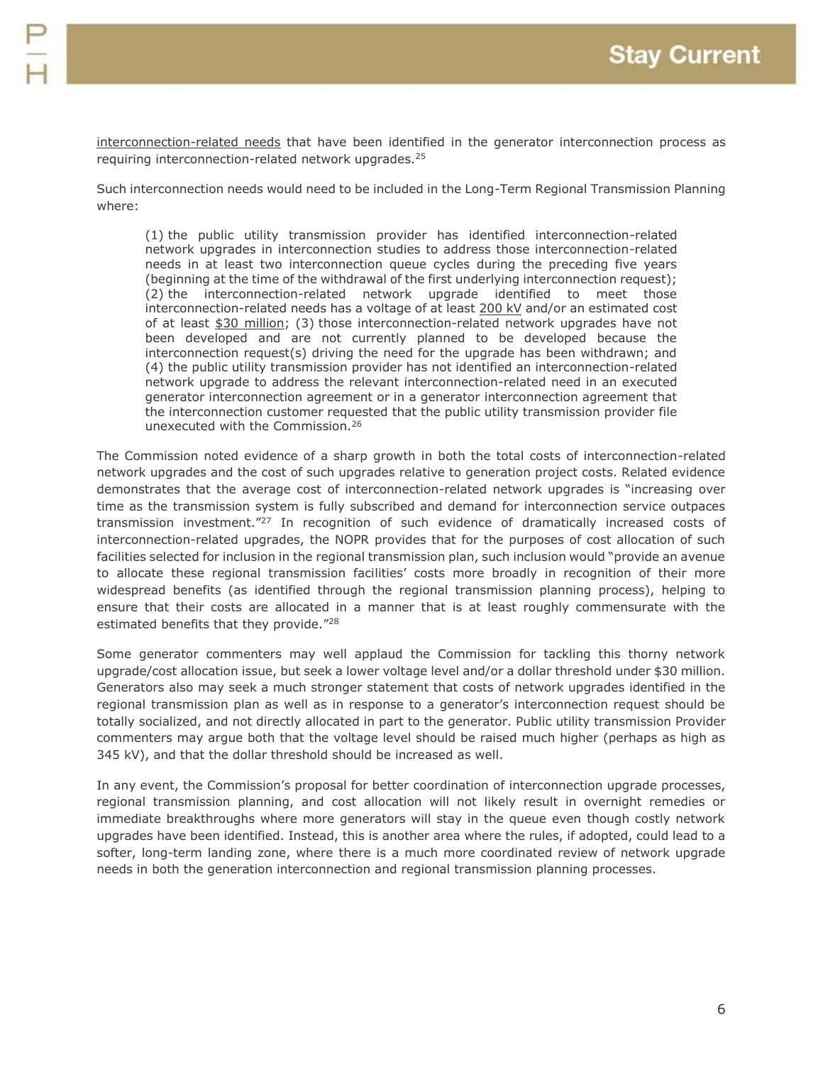interconnection-related needs that have been identified in the generator interconnection process as requiring interconnection-related network upgrades.[25]

Such interconnection needs would need to be included in the Long-Term Regional Transmission Planning where:

> (1) the public utility transmission provider has identified interconnection-related network upgrades in interconnection studies to address those interconnection-related needs in at least two interconnection queue cycles during the preceding five years (beginning at the time of the withdrawal of the first underlying interconnection request); (2) the interconnection-related network upgrade identified to meet those interconnection-related needs has a voltage of at least 200 kV and/or an estimated cost of at least $30 million; (3) those interconnection-related network upgrades have not been developed and are not currently planned to be developed because the interconnection request(s) driving the need for the upgrade has been withdrawn; and (4) the public utility transmission provider has not identified an interconnection-related network upgrade to address the relevant interconnection-related need in an executed generator interconnection agreement or in a generator interconnection agreement that the interconnection customer requested that the public utility transmission provider file unexecuted with the Commission.[26]

The Commission noted evidence of a sharp growth in both the total costs of interconnection-related network upgrades and the cost of such upgrades relative to generation project costs. Related evidence demonstrates that the average cost of interconnection-related network upgrades is "increasing over time as the transmission system is fully subscribed and demand for interconnection service outpaces transmission investment."[27] In recognition of such evidence of dramatically increased costs of interconnection-related upgrades, the NOPR provides that for the purposes of cost allocation of such facilities selected for inclusion in the regional transmission plan, such inclusion would "provide an avenue to allocate these regional transmission facilities' costs more broadly in recognition of their more widespread benefits (as identified through the regional transmission planning process), helping to ensure that their costs are allocated in a manner that is at least roughly commensurate with the estimated benefits that they provide."[28]

Some generator commenters may well applaud the Commission for tackling this thorny network upgrade/cost allocation issue, but seek a lower voltage level and/or a dollar threshold under $30 million. Generators also may seek a much stronger statement that costs of network upgrades identified in the regional transmission plan as well as in response to a generator's interconnection request should be totally socialized, and not directly allocated in part to the generator. Public utility transmission Provider commenters may argue both that the voltage level should be raised much higher (perhaps as high as 345 kV), and that the dollar threshold should be increased as well.

In any event, the Commission's proposal for better coordination of interconnection upgrade processes, regional transmission planning, and cost allocation will not likely result in overnight remedies or immediate breakthroughs where more generators will stay in the queue even though costly network upgrades have been identified. Instead, this is another area where the rules, if adopted, could lead to a softer, long-term landing zone, where there is a much more coordinated review of network upgrade needs in both the generation interconnection and regional transmission planning processes.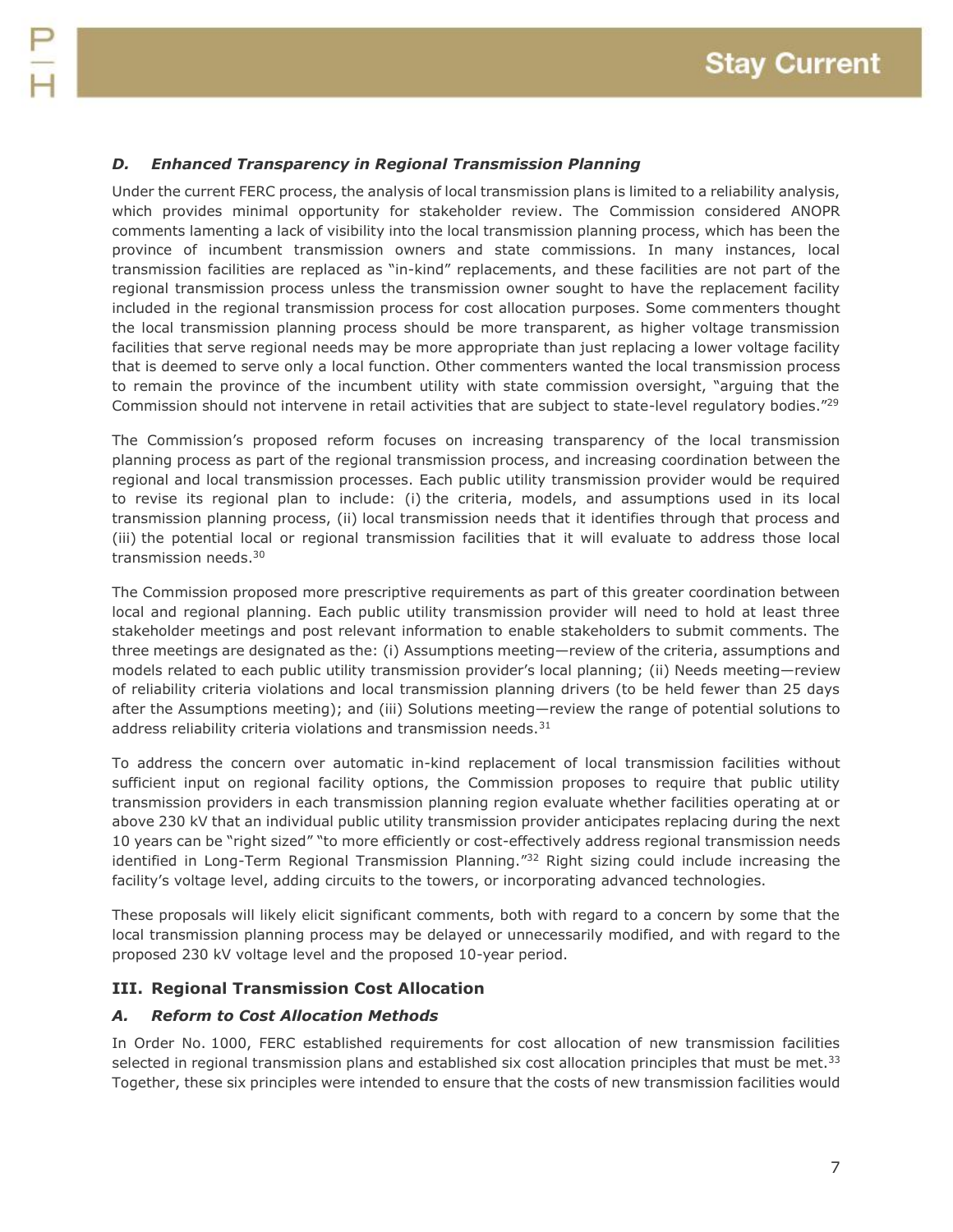### *D. Enhanced Transparency in Regional Transmission Planning*

Under the current FERC process, the analysis of local transmission plans is limited to a reliability analysis, which provides minimal opportunity for stakeholder review. The Commission considered ANOPR comments lamenting a lack of visibility into the local transmission planning process, which has been the province of incumbent transmission owners and state commissions. In many instances, local transmission facilities are replaced as "in-kind" replacements, and these facilities are not part of the regional transmission process unless the transmission owner sought to have the replacement facility included in the regional transmission process for cost allocation purposes. Some commenters thought the local transmission planning process should be more transparent, as higher voltage transmission facilities that serve regional needs may be more appropriate than just replacing a lower voltage facility that is deemed to serve only a local function. Other commenters wanted the local transmission process to remain the province of the incumbent utility with state commission oversight, "arguing that the Commission should not intervene in retail activities that are subject to state-level regulatory bodies."[29]

The Commission's proposed reform focuses on increasing transparency of the local transmission planning process as part of the regional transmission process, and increasing coordination between the regional and local transmission processes. Each public utility transmission provider would be required to revise its regional plan to include: (i) the criteria, models, and assumptions used in its local transmission planning process, (ii) local transmission needs that it identifies through that process and (iii) the potential local or regional transmission facilities that it will evaluate to address those local transmission needs.[30]

The Commission proposed more prescriptive requirements as part of this greater coordination between local and regional planning. Each public utility transmission provider will need to hold at least three stakeholder meetings and post relevant information to enable stakeholders to submit comments. The three meetings are designated as the: (i) Assumptions meeting—review of the criteria, assumptions and models related to each public utility transmission provider's local planning; (ii) Needs meeting—review of reliability criteria violations and local transmission planning drivers (to be held fewer than 25 days after the Assumptions meeting); and (iii) Solutions meeting—review the range of potential solutions to address reliability criteria violations and transmission needs.[31]

To address the concern over automatic in-kind replacement of local transmission facilities without sufficient input on regional facility options, the Commission proposes to require that public utility transmission providers in each transmission planning region evaluate whether facilities operating at or above 230 kV that an individual public utility transmission provider anticipates replacing during the next 10 years can be "right sized" "to more efficiently or cost-effectively address regional transmission needs identified in Long-Term Regional Transmission Planning."[32] Right sizing could include increasing the facility's voltage level, adding circuits to the towers, or incorporating advanced technologies.

These proposals will likely elicit significant comments, both with regard to a concern by some that the local transmission planning process may be delayed or unnecessarily modified, and with regard to the proposed 230 kV voltage level and the proposed 10-year period.

## III. Regional Transmission Cost Allocation

### *A. Reform to Cost Allocation Methods*

In Order No. 1000, FERC established requirements for cost allocation of new transmission facilities selected in regional transmission plans and established six cost allocation principles that must be met.[33] Together, these six principles were intended to ensure that the costs of new transmission facilities would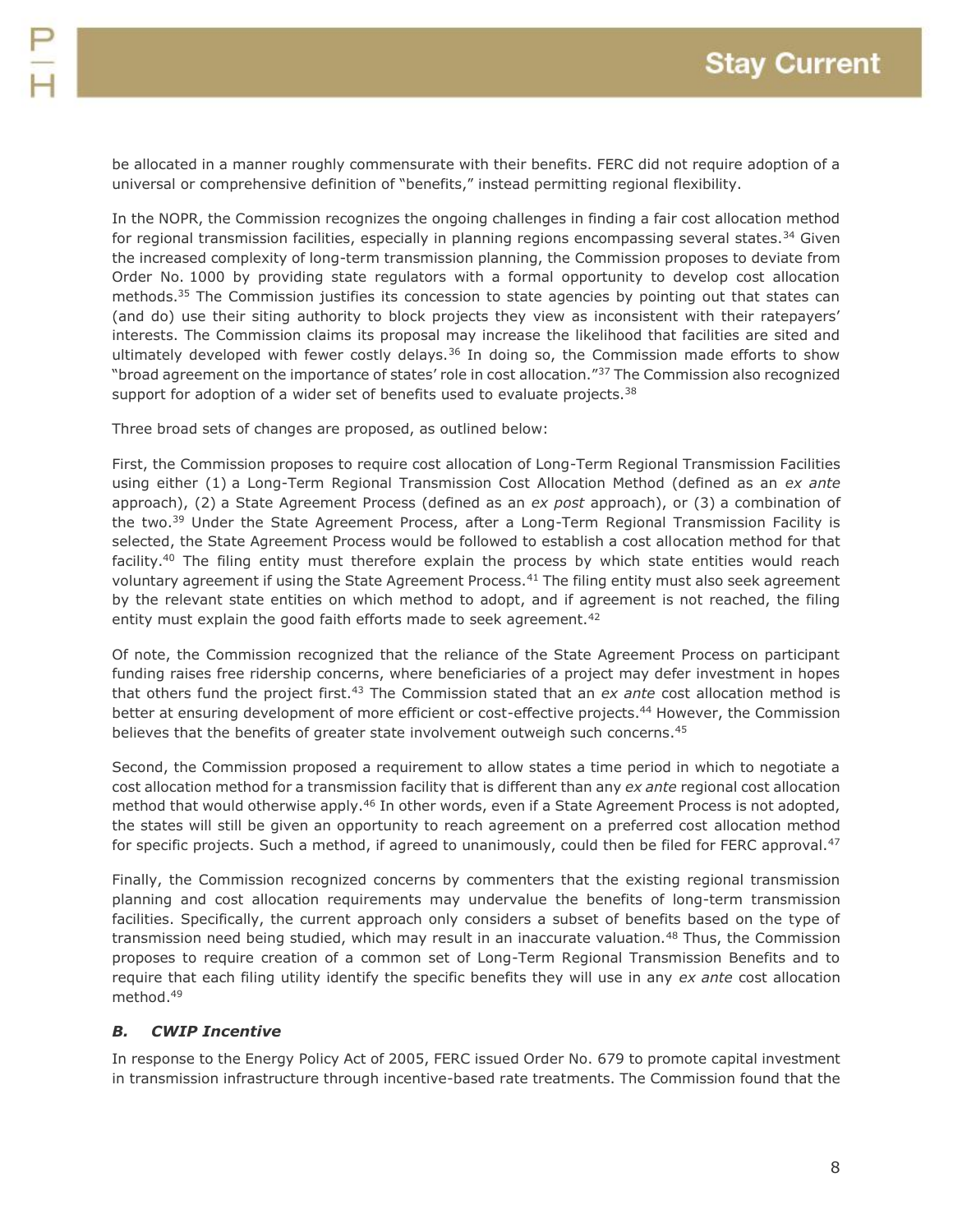be allocated in a manner roughly commensurate with their benefits. FERC did not require adoption of a universal or comprehensive definition of "benefits," instead permitting regional flexibility.

In the NOPR, the Commission recognizes the ongoing challenges in finding a fair cost allocation method for regional transmission facilities, especially in planning regions encompassing several states.[34] Given the increased complexity of long-term transmission planning, the Commission proposes to deviate from Order No. 1000 by providing state regulators with a formal opportunity to develop cost allocation methods.[35] The Commission justifies its concession to state agencies by pointing out that states can (and do) use their siting authority to block projects they view as inconsistent with their ratepayers' interests. The Commission claims its proposal may increase the likelihood that facilities are sited and ultimately developed with fewer costly delays.[36] In doing so, the Commission made efforts to show "broad agreement on the importance of states' role in cost allocation."[37] The Commission also recognized support for adoption of a wider set of benefits used to evaluate projects.[38]

Three broad sets of changes are proposed, as outlined below:

First, the Commission proposes to require cost allocation of Long-Term Regional Transmission Facilities using either (1) a Long-Term Regional Transmission Cost Allocation Method (defined as an *ex ante* approach), (2) a State Agreement Process (defined as an *ex post* approach), or (3) a combination of the two.[39] Under the State Agreement Process, after a Long-Term Regional Transmission Facility is selected, the State Agreement Process would be followed to establish a cost allocation method for that facility.[40] The filing entity must therefore explain the process by which state entities would reach voluntary agreement if using the State Agreement Process.[41] The filing entity must also seek agreement by the relevant state entities on which method to adopt, and if agreement is not reached, the filing entity must explain the good faith efforts made to seek agreement.[42]

Of note, the Commission recognized that the reliance of the State Agreement Process on participant funding raises free ridership concerns, where beneficiaries of a project may defer investment in hopes that others fund the project first.[43] The Commission stated that an *ex ante* cost allocation method is better at ensuring development of more efficient or cost-effective projects.[44] However, the Commission believes that the benefits of greater state involvement outweigh such concerns.[45]

Second, the Commission proposed a requirement to allow states a time period in which to negotiate a cost allocation method for a transmission facility that is different than any *ex ante* regional cost allocation method that would otherwise apply.[46] In other words, even if a State Agreement Process is not adopted, the states will still be given an opportunity to reach agreement on a preferred cost allocation method for specific projects. Such a method, if agreed to unanimously, could then be filed for FERC approval.[47]

Finally, the Commission recognized concerns by commenters that the existing regional transmission planning and cost allocation requirements may undervalue the benefits of long-term transmission facilities. Specifically, the current approach only considers a subset of benefits based on the type of transmission need being studied, which may result in an inaccurate valuation.[48] Thus, the Commission proposes to require creation of a common set of Long-Term Regional Transmission Benefits and to require that each filing utility identify the specific benefits they will use in any *ex ante* cost allocation method.[49]

### ***B. CWIP Incentive***

In response to the Energy Policy Act of 2005, FERC issued Order No. 679 to promote capital investment in transmission infrastructure through incentive-based rate treatments. The Commission found that the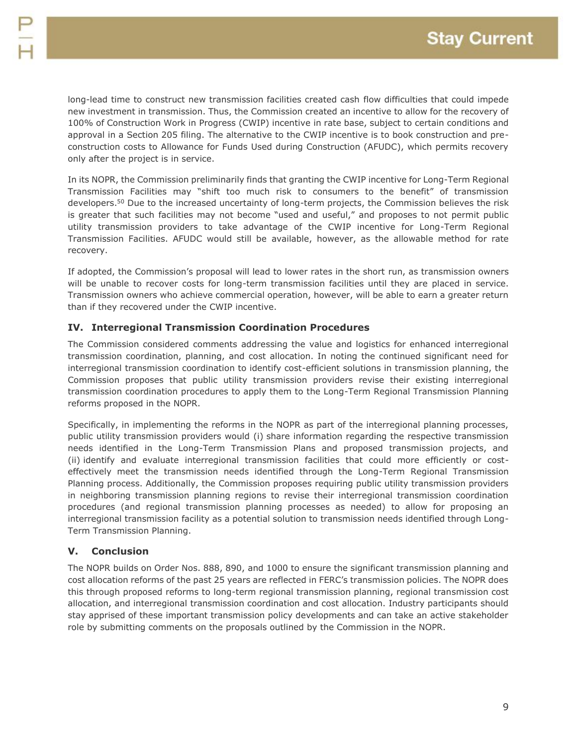long-lead time to construct new transmission facilities created cash flow difficulties that could impede new investment in transmission. Thus, the Commission created an incentive to allow for the recovery of 100% of Construction Work in Progress (CWIP) incentive in rate base, subject to certain conditions and approval in a Section 205 filing. The alternative to the CWIP incentive is to book construction and pre-construction costs to Allowance for Funds Used during Construction (AFUDC), which permits recovery only after the project is in service.

In its NOPR, the Commission preliminarily finds that granting the CWIP incentive for Long-Term Regional Transmission Facilities may "shift too much risk to consumers to the benefit" of transmission developers.[50] Due to the increased uncertainty of long-term projects, the Commission believes the risk is greater that such facilities may not become "used and useful," and proposes to not permit public utility transmission providers to take advantage of the CWIP incentive for Long-Term Regional Transmission Facilities. AFUDC would still be available, however, as the allowable method for rate recovery.

If adopted, the Commission's proposal will lead to lower rates in the short run, as transmission owners will be unable to recover costs for long-term transmission facilities until they are placed in service. Transmission owners who achieve commercial operation, however, will be able to earn a greater return than if they recovered under the CWIP incentive.

### IV. Interregional Transmission Coordination Procedures

The Commission considered comments addressing the value and logistics for enhanced interregional transmission coordination, planning, and cost allocation. In noting the continued significant need for interregional transmission coordination to identify cost-efficient solutions in transmission planning, the Commission proposes that public utility transmission providers revise their existing interregional transmission coordination procedures to apply them to the Long-Term Regional Transmission Planning reforms proposed in the NOPR.

Specifically, in implementing the reforms in the NOPR as part of the interregional planning processes, public utility transmission providers would (i) share information regarding the respective transmission needs identified in the Long-Term Transmission Plans and proposed transmission projects, and (ii) identify and evaluate interregional transmission facilities that could more efficiently or cost-effectively meet the transmission needs identified through the Long-Term Regional Transmission Planning process. Additionally, the Commission proposes requiring public utility transmission providers in neighboring transmission planning regions to revise their interregional transmission coordination procedures (and regional transmission planning processes as needed) to allow for proposing an interregional transmission facility as a potential solution to transmission needs identified through Long-Term Transmission Planning.

### V. Conclusion

The NOPR builds on Order Nos. 888, 890, and 1000 to ensure the significant transmission planning and cost allocation reforms of the past 25 years are reflected in FERC's transmission policies. The NOPR does this through proposed reforms to long-term regional transmission planning, regional transmission cost allocation, and interregional transmission coordination and cost allocation. Industry participants should stay apprised of these important transmission policy developments and can take an active stakeholder role by submitting comments on the proposals outlined by the Commission in the NOPR.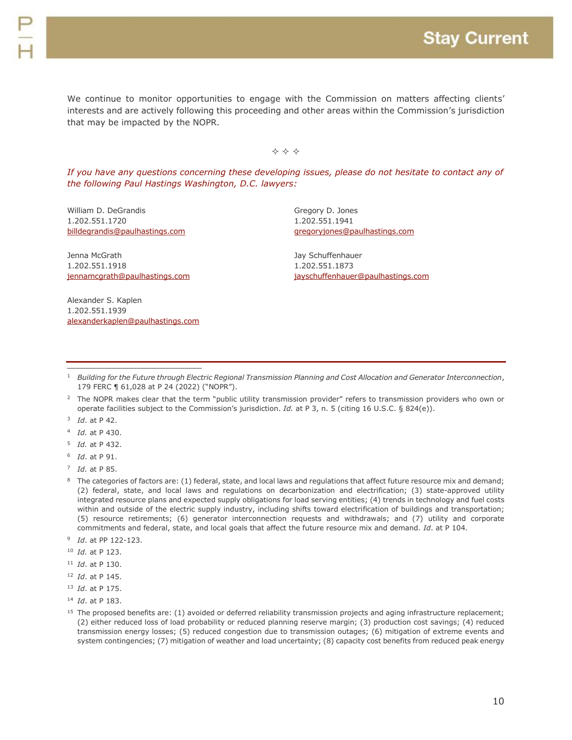We continue to monitor opportunities to engage with the Commission on matters affecting clients' interests and are actively following this proceeding and other areas within the Commission's jurisdiction that may be impacted by the NOPR.

✧ ✧ ✧

*If you have any questions concerning these developing issues, please do not hesitate to contact any of the following Paul Hastings Washington, D.C. lawyers:*

William D. DeGrandis
1.202.551.1720
billdegrandis@paulhastings.com

Gregory D. Jones
1.202.551.1941
gregoryjones@paulhastings.com

Jenna McGrath
1.202.551.1918
jennamcgrath@paulhastings.com

Jay Schuffenhauer
1.202.551.1873
jayschuffenhauer@paulhastings.com

Alexander S. Kaplen
1.202.551.1939
alexanderkaplen@paulhastings.com

---

[1] *Building for the Future through Electric Regional Transmission Planning and Cost Allocation and Generator Interconnection*, 179 FERC ¶ 61,028 at P 24 (2022) ("NOPR").

[2] The NOPR makes clear that the term "public utility transmission provider" refers to transmission providers who own or operate facilities subject to the Commission's jurisdiction. *Id.* at P 3, n. 5 (citing 16 U.S.C. § 824(e)).

[3] *Id*. at P 42.

[4] *Id.* at P 430.

[5] *Id.* at P 432.

[6] *Id*. at P 91.

[7] *Id.* at P 85.

[8] The categories of factors are: (1) federal, state, and local laws and regulations that affect future resource mix and demand; (2) federal, state, and local laws and regulations on decarbonization and electrification; (3) state-approved utility integrated resource plans and expected supply obligations for load serving entities; (4) trends in technology and fuel costs within and outside of the electric supply industry, including shifts toward electrification of buildings and transportation; (5) resource retirements; (6) generator interconnection requests and withdrawals; and (7) utility and corporate commitments and federal, state, and local goals that affect the future resource mix and demand. *Id*. at P 104.

[9] *Id*. at PP 122-123.

[10] *Id.* at P 123.

[11] *Id*. at P 130.

[12] *Id*. at P 145.

[13] *Id*. at P 175.

[14] *Id*. at P 183.

[15] The proposed benefits are: (1) avoided or deferred reliability transmission projects and aging infrastructure replacement; (2) either reduced loss of load probability or reduced planning reserve margin; (3) production cost savings; (4) reduced transmission energy losses; (5) reduced congestion due to transmission outages; (6) mitigation of extreme events and system contingencies; (7) mitigation of weather and load uncertainty; (8) capacity cost benefits from reduced peak energy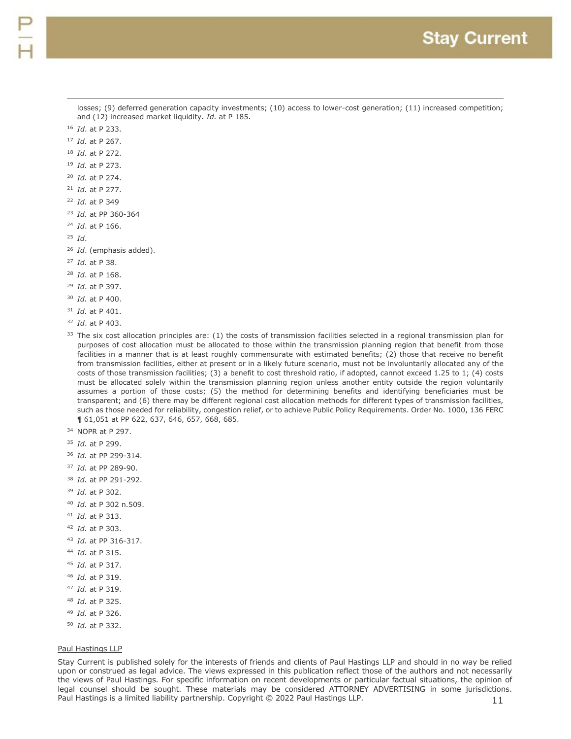losses; (9) deferred generation capacity investments; (10) access to lower-cost generation; (11) increased competition; and (12) increased market liquidity. *Id*. at P 185.

[16] *Id*. at P 233.

[17] *Id.* at P 267.

[18] *Id.* at P 272.

[19] *Id.* at P 273.

[20] *Id.* at P 274.

[21] *Id.* at P 277.

[22] *Id.* at P 349

[23] *Id.* at PP 360-364

[24] *Id*. at P 166.

[25] *Id*.

[26] *Id*. (emphasis added).

[27] *Id.* at P 38.

[28] *Id*. at P 168.

[29] *Id*. at P 397.

[30] *Id.* at P 400.

[31] *Id.* at P 401.

[32] *Id*. at P 403.

[33] The six cost allocation principles are: (1) the costs of transmission facilities selected in a regional transmission plan for purposes of cost allocation must be allocated to those within the transmission planning region that benefit from those facilities in a manner that is at least roughly commensurate with estimated benefits; (2) those that receive no benefit from transmission facilities, either at present or in a likely future scenario, must not be involuntarily allocated any of the costs of those transmission facilities; (3) a benefit to cost threshold ratio, if adopted, cannot exceed 1.25 to 1; (4) costs must be allocated solely within the transmission planning region unless another entity outside the region voluntarily assumes a portion of those costs; (5) the method for determining benefits and identifying beneficiaries must be transparent; and (6) there may be different regional cost allocation methods for different types of transmission facilities, such as those needed for reliability, congestion relief, or to achieve Public Policy Requirements. Order No. 1000, 136 FERC ¶ 61,051 at PP 622, 637, 646, 657, 668, 685.

[34] NOPR at P 297.

[35] *Id.* at P 299.

[36] *Id.* at PP 299-314.

[37] *Id.* at PP 289-90.

[38] *Id.* at PP 291-292.

[39] *Id.* at P 302.

[40] *Id.* at P 302 n.509.

[41] *Id.* at P 313.

[42] *Id.* at P 303.

[43] *Id.* at PP 316-317.

[44] *Id.* at P 315.

[45] *Id.* at P 317.

[46] *Id.* at P 319.

[47] *Id.* at P 319.

[48] *Id.* at P 325.

[49] *Id.* at P 326.

[50] *Id.* at P 332.

Paul Hastings LLP

Stay Current is published solely for the interests of friends and clients of Paul Hastings LLP and should in no way be relied upon or construed as legal advice. The views expressed in this publication reflect those of the authors and not necessarily the views of Paul Hastings. For specific information on recent developments or particular factual situations, the opinion of legal counsel should be sought. These materials may be considered ATTORNEY ADVERTISING in some jurisdictions. Paul Hastings is a limited liability partnership. Copyright © 2022 Paul Hastings LLP.